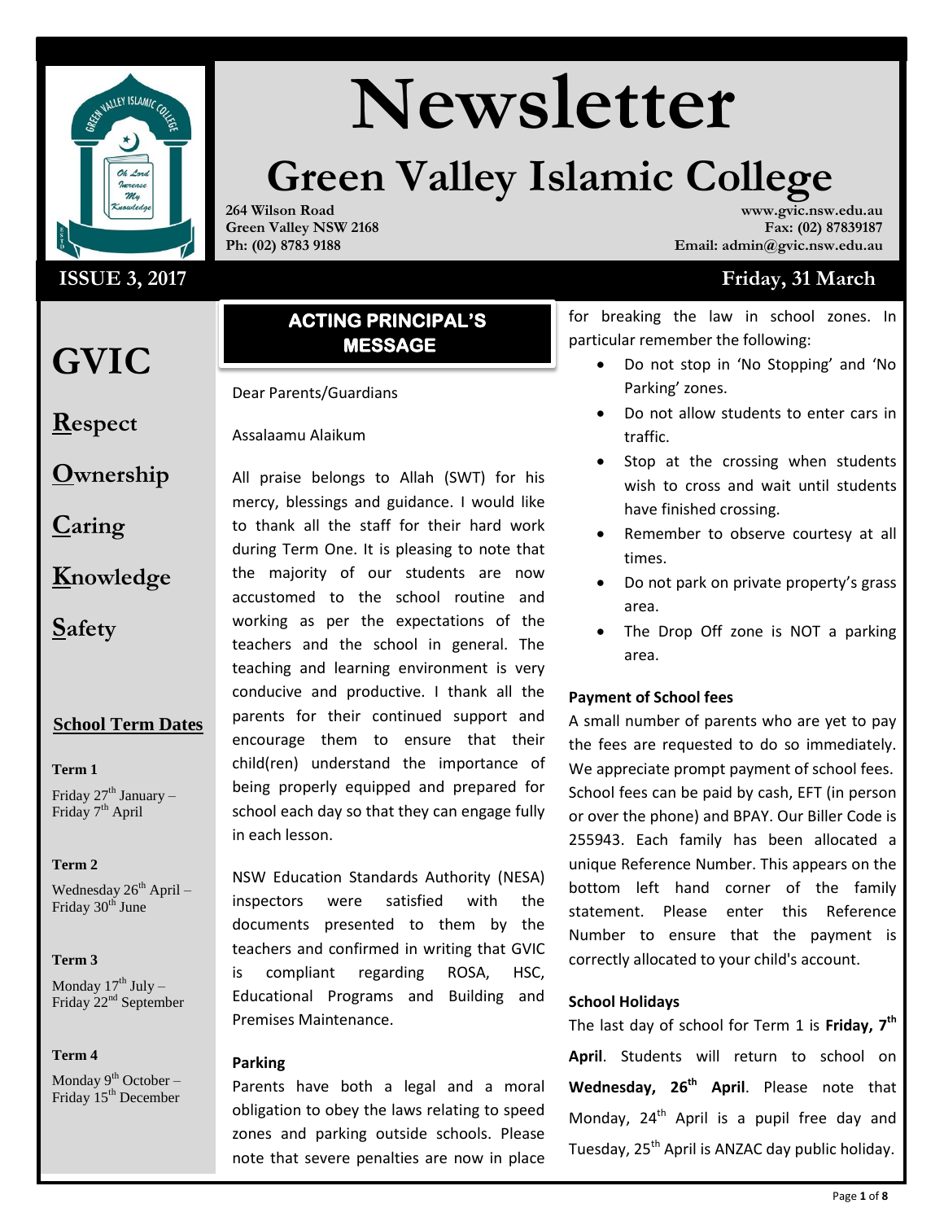# Newsletter

## Green Valley Islamic College

264 Wilson Road
Green Valley NSW 2168
Ph: (02) 8783 9188

www.gvic.nsw.edu.au
Fax: (02) 87839187
Email: admin@gvic.nsw.edu.au

**ISSUE 3, 2017** — **Friday, 31 March**

# GVIC

**R**espect

**O**wnership

**C**aring

**K**nowledge

**S**afety

### School Term Dates

**Term 1**
Friday 27th January – Friday 7th April

**Term 2**
Wednesday 26th April – Friday 30th June

**Term 3**
Monday 17th July – Friday 22nd September

**Term 4**
Monday 9th October – Friday 15th December

## ACTING PRINCIPAL'S MESSAGE

Dear Parents/Guardians

Assalaamu Alaikum

All praise belongs to Allah (SWT) for his mercy, blessings and guidance. I would like to thank all the staff for their hard work during Term One. It is pleasing to note that the majority of our students are now accustomed to the school routine and working as per the expectations of the teachers and the school in general. The teaching and learning environment is very conducive and productive. I thank all the parents for their continued support and encourage them to ensure that their child(ren) understand the importance of being properly equipped and prepared for school each day so that they can engage fully in each lesson.

NSW Education Standards Authority (NESA) inspectors were satisfied with the documents presented to them by the teachers and confirmed in writing that GVIC is compliant regarding ROSA, HSC, Educational Programs and Building and Premises Maintenance.

**Parking**

Parents have both a legal and a moral obligation to obey the laws relating to speed zones and parking outside schools. Please note that severe penalties are now in place for breaking the law in school zones. In particular remember the following:

- Do not stop in 'No Stopping' and 'No Parking' zones.
- Do not allow students to enter cars in traffic.
- Stop at the crossing when students wish to cross and wait until students have finished crossing.
- Remember to observe courtesy at all times.
- Do not park on private property's grass area.
- The Drop Off zone is NOT a parking area.

**Payment of School fees**

A small number of parents who are yet to pay the fees are requested to do so immediately. We appreciate prompt payment of school fees. School fees can be paid by cash, EFT (in person or over the phone) and BPAY. Our Biller Code is 255943. Each family has been allocated a unique Reference Number. This appears on the bottom left hand corner of the family statement. Please enter this Reference Number to ensure that the payment is correctly allocated to your child's account.

**School Holidays**

The last day of school for Term 1 is **Friday, 7th April**. Students will return to school on **Wednesday, 26th April**. Please note that Monday, 24th April is a pupil free day and Tuesday, 25th April is ANZAC day public holiday.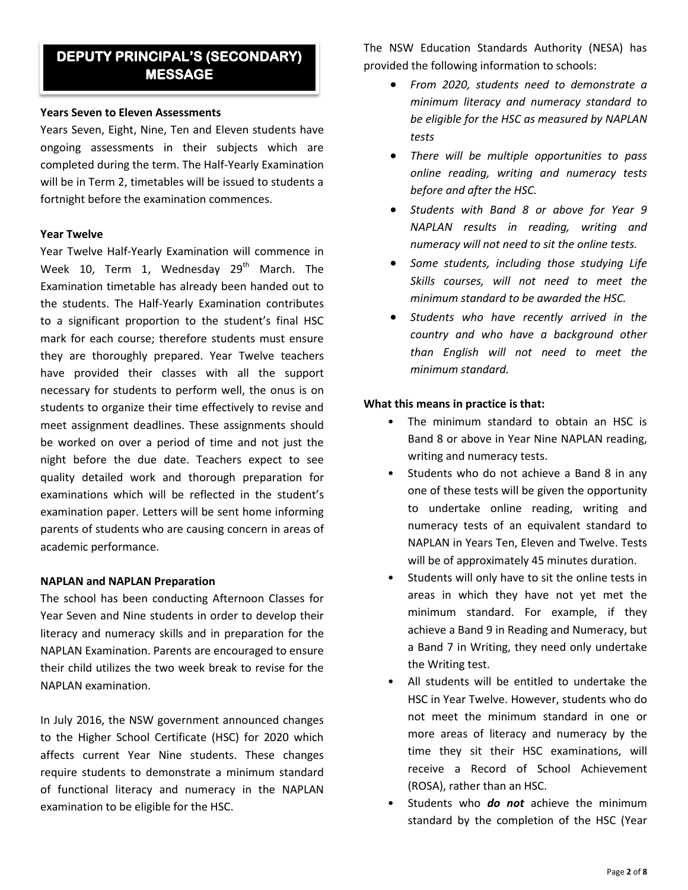# DEPUTY PRINCIPAL'S (SECONDARY) MESSAGE

**Years Seven to Eleven Assessments**

Years Seven, Eight, Nine, Ten and Eleven students have ongoing assessments in their subjects which are completed during the term. The Half-Yearly Examination will be in Term 2, timetables will be issued to students a fortnight before the examination commences.

**Year Twelve**

Year Twelve Half-Yearly Examination will commence in Week 10, Term 1, Wednesday 29th March. The Examination timetable has already been handed out to the students. The Half-Yearly Examination contributes to a significant proportion to the student's final HSC mark for each course; therefore students must ensure they are thoroughly prepared. Year Twelve teachers have provided their classes with all the support necessary for students to perform well, the onus is on students to organize their time effectively to revise and meet assignment deadlines. These assignments should be worked on over a period of time and not just the night before the due date. Teachers expect to see quality detailed work and thorough preparation for examinations which will be reflected in the student's examination paper. Letters will be sent home informing parents of students who are causing concern in areas of academic performance.

**NAPLAN and NAPLAN Preparation**

The school has been conducting Afternoon Classes for Year Seven and Nine students in order to develop their literacy and numeracy skills and in preparation for the NAPLAN Examination. Parents are encouraged to ensure their child utilizes the two week break to revise for the NAPLAN examination.

In July 2016, the NSW government announced changes to the Higher School Certificate (HSC) for 2020 which affects current Year Nine students. These changes require students to demonstrate a minimum standard of functional literacy and numeracy in the NAPLAN examination to be eligible for the HSC.

The NSW Education Standards Authority (NESA) has provided the following information to schools:

- *From 2020, students need to demonstrate a minimum literacy and numeracy standard to be eligible for the HSC as measured by NAPLAN tests*
- *There will be multiple opportunities to pass online reading, writing and numeracy tests before and after the HSC.*
- *Students with Band 8 or above for Year 9 NAPLAN results in reading, writing and numeracy will not need to sit the online tests.*
- *Some students, including those studying Life Skills courses, will not need to meet the minimum standard to be awarded the HSC.*
- *Students who have recently arrived in the country and who have a background other than English will not need to meet the minimum standard.*

**What this means in practice is that:**

- The minimum standard to obtain an HSC is Band 8 or above in Year Nine NAPLAN reading, writing and numeracy tests.
- Students who do not achieve a Band 8 in any one of these tests will be given the opportunity to undertake online reading, writing and numeracy tests of an equivalent standard to NAPLAN in Years Ten, Eleven and Twelve. Tests will be of approximately 45 minutes duration.
- Students will only have to sit the online tests in areas in which they have not yet met the minimum standard. For example, if they achieve a Band 9 in Reading and Numeracy, but a Band 7 in Writing, they need only undertake the Writing test.
- All students will be entitled to undertake the HSC in Year Twelve. However, students who do not meet the minimum standard in one or more areas of literacy and numeracy by the time they sit their HSC examinations, will receive a Record of School Achievement (ROSA), rather than an HSC.
- Students who ***do not*** achieve the minimum standard by the completion of the HSC (Year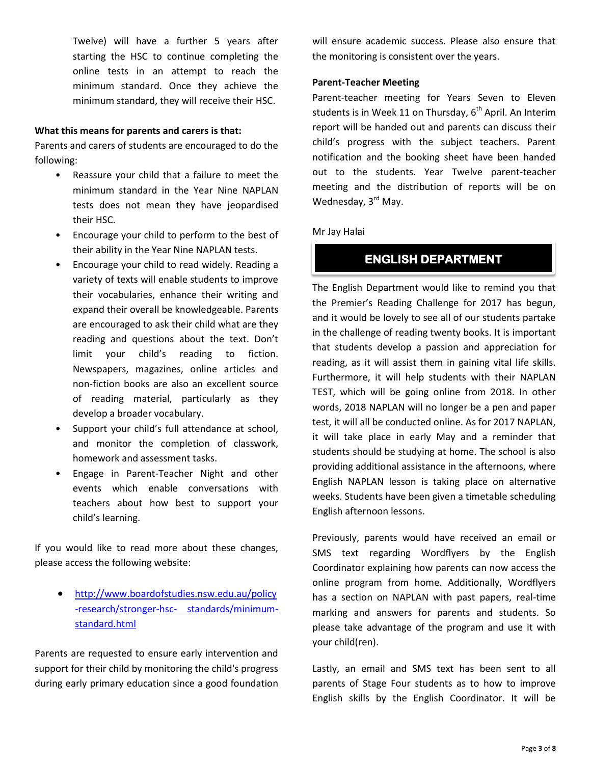Twelve) will have a further 5 years after starting the HSC to continue completing the online tests in an attempt to reach the minimum standard. Once they achieve the minimum standard, they will receive their HSC.

**What this means for parents and carers is that:**

Parents and carers of students are encouraged to do the following:

- Reassure your child that a failure to meet the minimum standard in the Year Nine NAPLAN tests does not mean they have jeopardised their HSC.
- Encourage your child to perform to the best of their ability in the Year Nine NAPLAN tests.
- Encourage your child to read widely. Reading a variety of texts will enable students to improve their vocabularies, enhance their writing and expand their overall be knowledgeable. Parents are encouraged to ask their child what are they reading and questions about the text. Don't limit your child's reading to fiction. Newspapers, magazines, online articles and non-fiction books are also an excellent source of reading material, particularly as they develop a broader vocabulary.
- Support your child's full attendance at school, and monitor the completion of classwork, homework and assessment tasks.
- Engage in Parent-Teacher Night and other events which enable conversations with teachers about how best to support your child's learning.

If you would like to read more about these changes, please access the following website:

- http://www.boardofstudies.nsw.edu.au/policy-research/stronger-hsc-standards/minimum-standard.html

Parents are requested to ensure early intervention and support for their child by monitoring the child's progress during early primary education since a good foundation will ensure academic success. Please also ensure that the monitoring is consistent over the years.

**Parent-Teacher Meeting**

Parent-teacher meeting for Years Seven to Eleven students is in Week 11 on Thursday, 6th April. An Interim report will be handed out and parents can discuss their child's progress with the subject teachers. Parent notification and the booking sheet have been handed out to the students. Year Twelve parent-teacher meeting and the distribution of reports will be on Wednesday, 3rd May.

Mr Jay Halai

## ENGLISH DEPARTMENT

The English Department would like to remind you that the Premier's Reading Challenge for 2017 has begun, and it would be lovely to see all of our students partake in the challenge of reading twenty books. It is important that students develop a passion and appreciation for reading, as it will assist them in gaining vital life skills. Furthermore, it will help students with their NAPLAN TEST, which will be going online from 2018. In other words, 2018 NAPLAN will no longer be a pen and paper test, it will all be conducted online. As for 2017 NAPLAN, it will take place in early May and a reminder that students should be studying at home. The school is also providing additional assistance in the afternoons, where English NAPLAN lesson is taking place on alternative weeks. Students have been given a timetable scheduling English afternoon lessons.

Previously, parents would have received an email or SMS text regarding Wordflyers by the English Coordinator explaining how parents can now access the online program from home. Additionally, Wordflyers has a section on NAPLAN with past papers, real-time marking and answers for parents and students. So please take advantage of the program and use it with your child(ren).

Lastly, an email and SMS text has been sent to all parents of Stage Four students as to how to improve English skills by the English Coordinator. It will be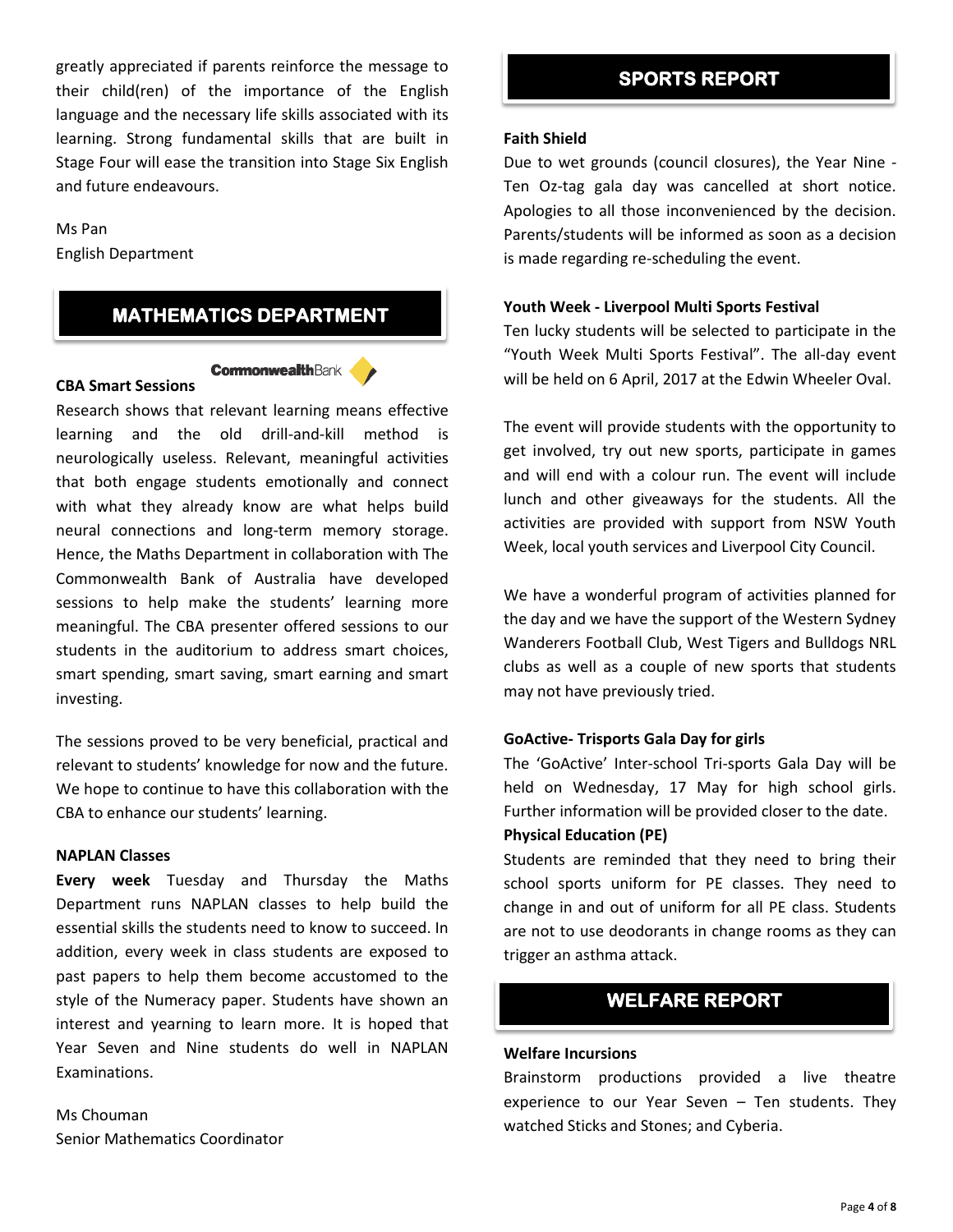greatly appreciated if parents reinforce the message to their child(ren) of the importance of the English language and the necessary life skills associated with its learning. Strong fundamental skills that are built in Stage Four will ease the transition into Stage Six English and future endeavours.

Ms Pan
English Department

## MATHEMATICS DEPARTMENT

**CBA Smart Sessions**

CommonwealthBank

Research shows that relevant learning means effective learning and the old drill-and-kill method is neurologically useless. Relevant, meaningful activities that both engage students emotionally and connect with what they already know are what helps build neural connections and long-term memory storage. Hence, the Maths Department in collaboration with The Commonwealth Bank of Australia have developed sessions to help make the students' learning more meaningful. The CBA presenter offered sessions to our students in the auditorium to address smart choices, smart spending, smart saving, smart earning and smart investing.

The sessions proved to be very beneficial, practical and relevant to students' knowledge for now and the future. We hope to continue to have this collaboration with the CBA to enhance our students' learning.

**NAPLAN Classes**

**Every week** Tuesday and Thursday the Maths Department runs NAPLAN classes to help build the essential skills the students need to know to succeed. In addition, every week in class students are exposed to past papers to help them become accustomed to the style of the Numeracy paper. Students have shown an interest and yearning to learn more. It is hoped that Year Seven and Nine students do well in NAPLAN Examinations.

Ms Chouman
Senior Mathematics Coordinator

## SPORTS REPORT

**Faith Shield**

Due to wet grounds (council closures), the Year Nine - Ten Oz-tag gala day was cancelled at short notice. Apologies to all those inconvenienced by the decision. Parents/students will be informed as soon as a decision is made regarding re-scheduling the event.

**Youth Week - Liverpool Multi Sports Festival**

Ten lucky students will be selected to participate in the "Youth Week Multi Sports Festival". The all-day event will be held on 6 April, 2017 at the Edwin Wheeler Oval.

The event will provide students with the opportunity to get involved, try out new sports, participate in games and will end with a colour run. The event will include lunch and other giveaways for the students. All the activities are provided with support from NSW Youth Week, local youth services and Liverpool City Council.

We have a wonderful program of activities planned for the day and we have the support of the Western Sydney Wanderers Football Club, West Tigers and Bulldogs NRL clubs as well as a couple of new sports that students may not have previously tried.

**GoActive- Trisports Gala Day for girls**

The 'GoActive' Inter-school Tri-sports Gala Day will be held on Wednesday, 17 May for high school girls. Further information will be provided closer to the date.

**Physical Education (PE)**

Students are reminded that they need to bring their school sports uniform for PE classes. They need to change in and out of uniform for all PE class. Students are not to use deodorants in change rooms as they can trigger an asthma attack.

## WELFARE REPORT

**Welfare Incursions**

Brainstorm productions provided a live theatre experience to our Year Seven – Ten students. They watched Sticks and Stones; and Cyberia.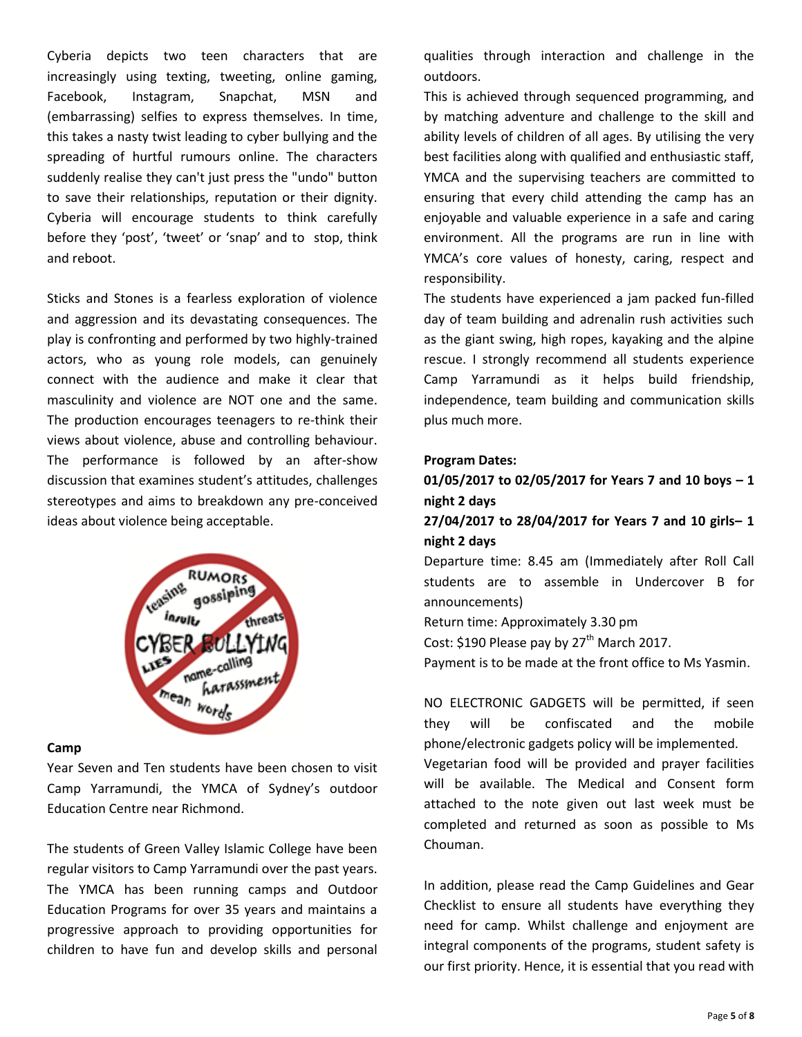Cyberia depicts two teen characters that are increasingly using texting, tweeting, online gaming, Facebook, Instagram, Snapchat, MSN and (embarrassing) selfies to express themselves. In time, this takes a nasty twist leading to cyber bullying and the spreading of hurtful rumours online. The characters suddenly realise they can't just press the "undo" button to save their relationships, reputation or their dignity. Cyberia will encourage students to think carefully before they 'post', 'tweet' or 'snap' and to stop, think and reboot.

Sticks and Stones is a fearless exploration of violence and aggression and its devastating consequences. The play is confronting and performed by two highly-trained actors, who as young role models, can genuinely connect with the audience and make it clear that masculinity and violence are NOT one and the same. The production encourages teenagers to re-think their views about violence, abuse and controlling behaviour. The performance is followed by an after-show discussion that examines student's attitudes, challenges stereotypes and aims to breakdown any pre-conceived ideas about violence being acceptable.

**Camp**

Year Seven and Ten students have been chosen to visit Camp Yarramundi, the YMCA of Sydney's outdoor Education Centre near Richmond.

The students of Green Valley Islamic College have been regular visitors to Camp Yarramundi over the past years. The YMCA has been running camps and Outdoor Education Programs for over 35 years and maintains a progressive approach to providing opportunities for children to have fun and develop skills and personal qualities through interaction and challenge in the outdoors.

This is achieved through sequenced programming, and by matching adventure and challenge to the skill and ability levels of children of all ages. By utilising the very best facilities along with qualified and enthusiastic staff, YMCA and the supervising teachers are committed to ensuring that every child attending the camp has an enjoyable and valuable experience in a safe and caring environment. All the programs are run in line with YMCA's core values of honesty, caring, respect and responsibility.

The students have experienced a jam packed fun-filled day of team building and adrenalin rush activities such as the giant swing, high ropes, kayaking and the alpine rescue. I strongly recommend all students experience Camp Yarramundi as it helps build friendship, independence, team building and communication skills plus much more.

**Program Dates:**

**01/05/2017 to 02/05/2017 for Years 7 and 10 boys – 1 night 2 days**

**27/04/2017 to 28/04/2017 for Years 7 and 10 girls– 1 night 2 days**

Departure time: 8.45 am (Immediately after Roll Call students are to assemble in Undercover B for announcements)

Return time: Approximately 3.30 pm

Cost: $190 Please pay by 27th March 2017.

Payment is to be made at the front office to Ms Yasmin.

NO ELECTRONIC GADGETS will be permitted, if seen they will be confiscated and the mobile phone/electronic gadgets policy will be implemented.

Vegetarian food will be provided and prayer facilities will be available. The Medical and Consent form attached to the note given out last week must be completed and returned as soon as possible to Ms Chouman.

In addition, please read the Camp Guidelines and Gear Checklist to ensure all students have everything they need for camp. Whilst challenge and enjoyment are integral components of the programs, student safety is our first priority. Hence, it is essential that you read with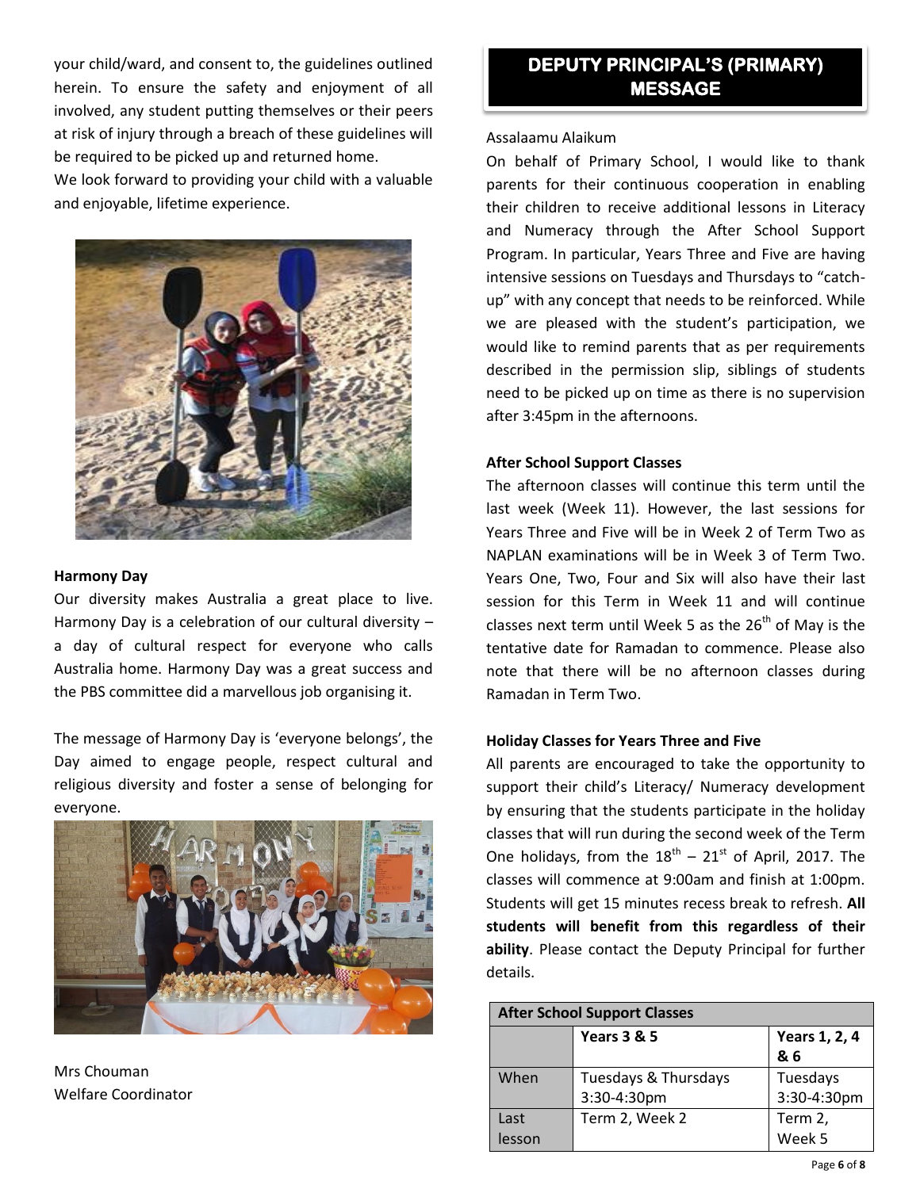your child/ward, and consent to, the guidelines outlined herein. To ensure the safety and enjoyment of all involved, any student putting themselves or their peers at risk of injury through a breach of these guidelines will be required to be picked up and returned home.

We look forward to providing your child with a valuable and enjoyable, lifetime experience.

**Harmony Day**

Our diversity makes Australia a great place to live. Harmony Day is a celebration of our cultural diversity – a day of cultural respect for everyone who calls Australia home. Harmony Day was a great success and the PBS committee did a marvellous job organising it.

The message of Harmony Day is 'everyone belongs', the Day aimed to engage people, respect cultural and religious diversity and foster a sense of belonging for everyone.

Mrs Chouman
Welfare Coordinator

## DEPUTY PRINCIPAL'S (PRIMARY) MESSAGE

Assalaamu Alaikum

On behalf of Primary School, I would like to thank parents for their continuous cooperation in enabling their children to receive additional lessons in Literacy and Numeracy through the After School Support Program. In particular, Years Three and Five are having intensive sessions on Tuesdays and Thursdays to "catch-up" with any concept that needs to be reinforced. While we are pleased with the student's participation, we would like to remind parents that as per requirements described in the permission slip, siblings of students need to be picked up on time as there is no supervision after 3:45pm in the afternoons.

**After School Support Classes**

The afternoon classes will continue this term until the last week (Week 11). However, the last sessions for Years Three and Five will be in Week 2 of Term Two as NAPLAN examinations will be in Week 3 of Term Two. Years One, Two, Four and Six will also have their last session for this Term in Week 11 and will continue classes next term until Week 5 as the 26th of May is the tentative date for Ramadan to commence. Please also note that there will be no afternoon classes during Ramadan in Term Two.

**Holiday Classes for Years Three and Five**

All parents are encouraged to take the opportunity to support their child's Literacy/ Numeracy development by ensuring that the students participate in the holiday classes that will run during the second week of the Term One holidays, from the 18th – 21st of April, 2017. The classes will commence at 9:00am and finish at 1:00pm. Students will get 15 minutes recess break to refresh. **All students will benefit from this regardless of their ability**. Please contact the Deputy Principal for further details.

| After School Support Classes | | |
|---|---|---|
| | **Years 3 & 5** | **Years 1, 2, 4 & 6** |
| When | Tuesdays & Thursdays 3:30-4:30pm | Tuesdays 3:30-4:30pm |
| Last lesson | Term 2, Week 2 | Term 2, Week 5 |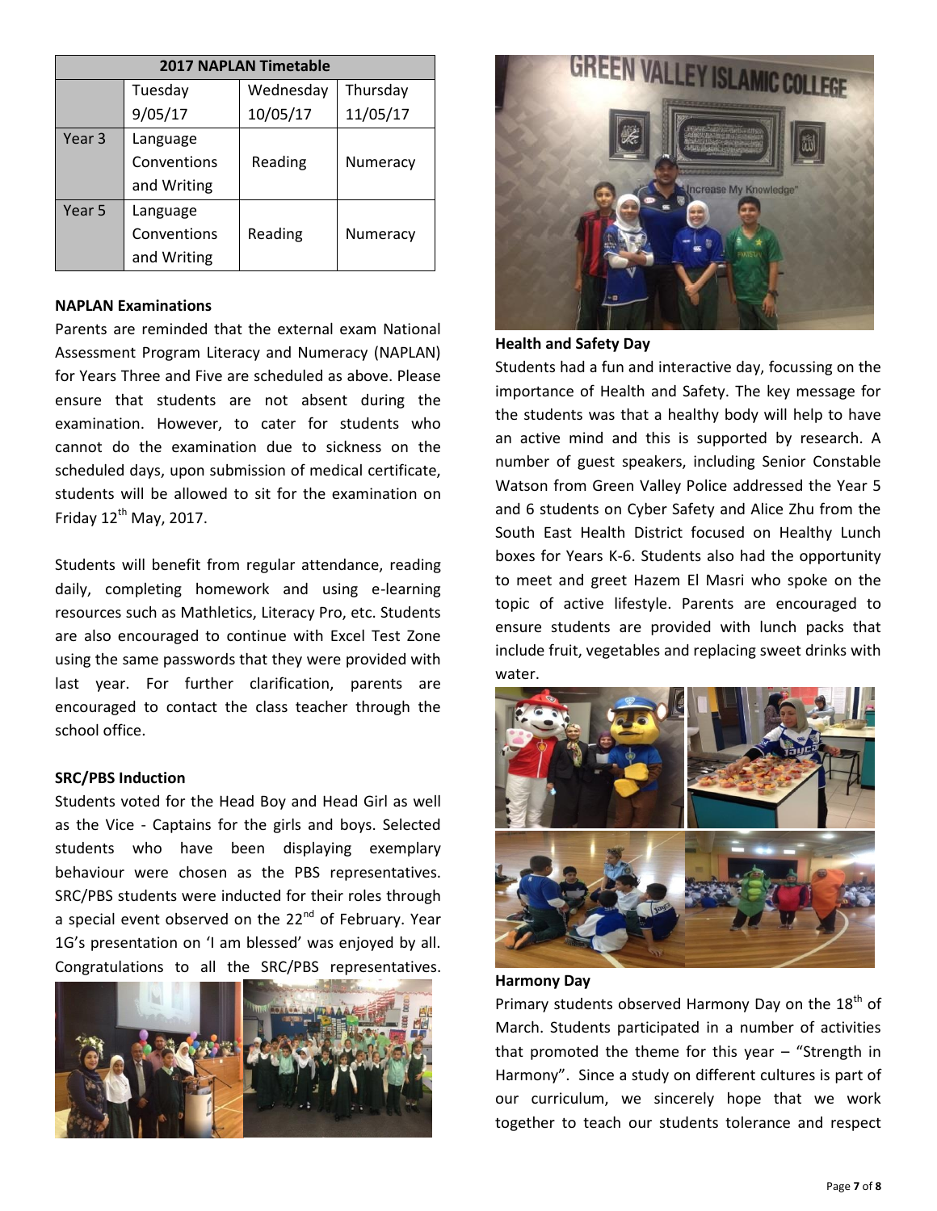| 2017 NAPLAN Timetable | | | |
|---|---|---|---|
| | Tuesday 9/05/17 | Wednesday 10/05/17 | Thursday 11/05/17 |
| Year 3 | Language Conventions and Writing | Reading | Numeracy |
| Year 5 | Language Conventions and Writing | Reading | Numeracy |

**NAPLAN Examinations**

Parents are reminded that the external exam National Assessment Program Literacy and Numeracy (NAPLAN) for Years Three and Five are scheduled as above. Please ensure that students are not absent during the examination. However, to cater for students who cannot do the examination due to sickness on the scheduled days, upon submission of medical certificate, students will be allowed to sit for the examination on Friday 12th May, 2017.

Students will benefit from regular attendance, reading daily, completing homework and using e-learning resources such as Mathletics, Literacy Pro, etc. Students are also encouraged to continue with Excel Test Zone using the same passwords that they were provided with last year. For further clarification, parents are encouraged to contact the class teacher through the school office.

**SRC/PBS Induction**

Students voted for the Head Boy and Head Girl as well as the Vice - Captains for the girls and boys. Selected students who have been displaying exemplary behaviour were chosen as the PBS representatives. SRC/PBS students were inducted for their roles through a special event observed on the 22nd of February. Year 1G's presentation on 'I am blessed' was enjoyed by all. Congratulations to all the SRC/PBS representatives.

**Health and Safety Day**

Students had a fun and interactive day, focussing on the importance of Health and Safety. The key message for the students was that a healthy body will help to have an active mind and this is supported by research. A number of guest speakers, including Senior Constable Watson from Green Valley Police addressed the Year 5 and 6 students on Cyber Safety and Alice Zhu from the South East Health District focused on Healthy Lunch boxes for Years K-6. Students also had the opportunity to meet and greet Hazem El Masri who spoke on the topic of active lifestyle. Parents are encouraged to ensure students are provided with lunch packs that include fruit, vegetables and replacing sweet drinks with water.

**Harmony Day**

Primary students observed Harmony Day on the 18th of March. Students participated in a number of activities that promoted the theme for this year – "Strength in Harmony". Since a study on different cultures is part of our curriculum, we sincerely hope that we work together to teach our students tolerance and respect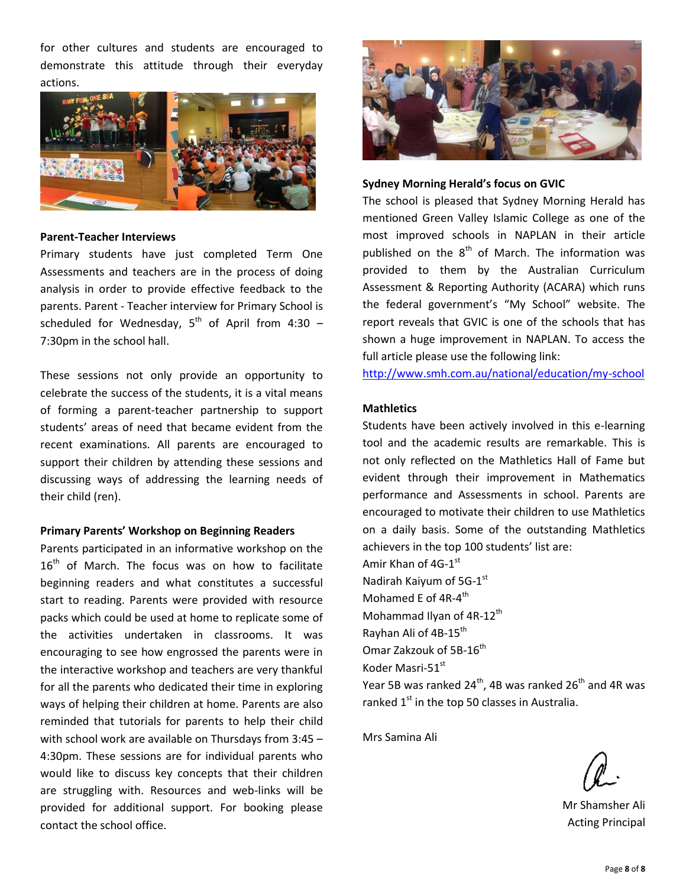for other cultures and students are encouraged to demonstrate this attitude through their everyday actions.

**Parent-Teacher Interviews**

Primary students have just completed Term One Assessments and teachers are in the process of doing analysis in order to provide effective feedback to the parents. Parent - Teacher interview for Primary School is scheduled for Wednesday, 5th of April from 4:30 – 7:30pm in the school hall.

These sessions not only provide an opportunity to celebrate the success of the students, it is a vital means of forming a parent-teacher partnership to support students' areas of need that became evident from the recent examinations. All parents are encouraged to support their children by attending these sessions and discussing ways of addressing the learning needs of their child (ren).

**Primary Parents' Workshop on Beginning Readers**

Parents participated in an informative workshop on the 16th of March. The focus was on how to facilitate beginning readers and what constitutes a successful start to reading. Parents were provided with resource packs which could be used at home to replicate some of the activities undertaken in classrooms. It was encouraging to see how engrossed the parents were in the interactive workshop and teachers are very thankful for all the parents who dedicated their time in exploring ways of helping their children at home. Parents are also reminded that tutorials for parents to help their child with school work are available on Thursdays from 3:45 – 4:30pm. These sessions are for individual parents who would like to discuss key concepts that their children are struggling with. Resources and web-links will be provided for additional support. For booking please contact the school office.

**Sydney Morning Herald's focus on GVIC**

The school is pleased that Sydney Morning Herald has mentioned Green Valley Islamic College as one of the most improved schools in NAPLAN in their article published on the 8th of March. The information was provided to them by the Australian Curriculum Assessment & Reporting Authority (ACARA) which runs the federal government's "My School" website. The report reveals that GVIC is one of the schools that has shown a huge improvement in NAPLAN. To access the full article please use the following link:

http://www.smh.com.au/national/education/my-school

**Mathletics**

Students have been actively involved in this e-learning tool and the academic results are remarkable. This is not only reflected on the Mathletics Hall of Fame but evident through their improvement in Mathematics performance and Assessments in school. Parents are encouraged to motivate their children to use Mathletics on a daily basis. Some of the outstanding Mathletics achievers in the top 100 students' list are:

Amir Khan of 4G-1st
Nadirah Kaiyum of 5G-1st
Mohamed E of 4R-4th
Mohammad Ilyan of 4R-12th
Rayhan Ali of 4B-15th
Omar Zakzouk of 5B-16th
Koder Masri-51st
Year 5B was ranked 24th, 4B was ranked 26th and 4R was ranked 1st in the top 50 classes in Australia.

Mrs Samina Ali

Mr Shamsher Ali
Acting Principal